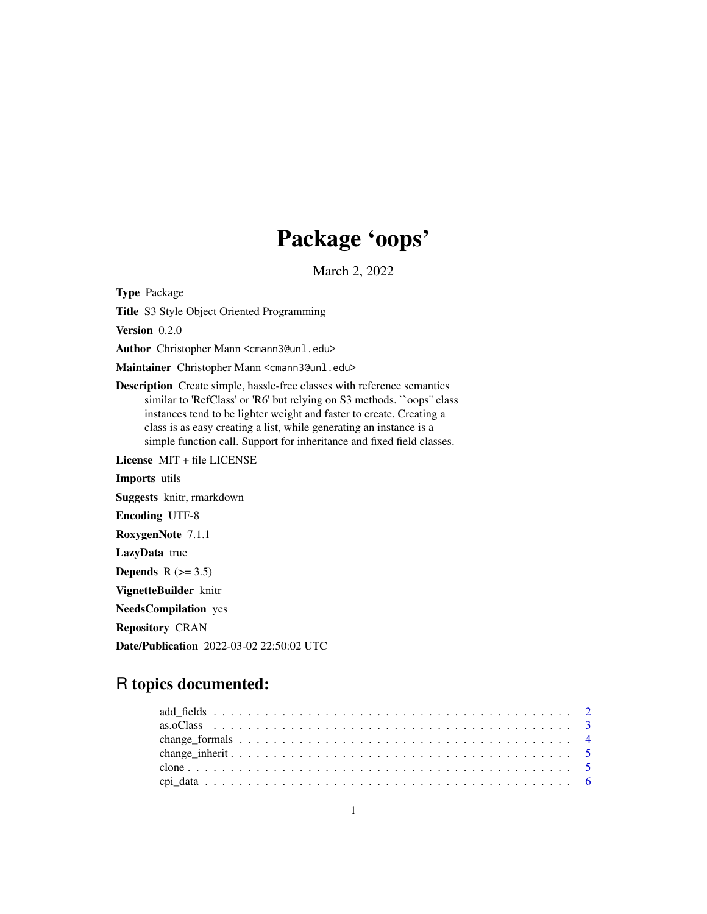# Package 'oops'

March 2, 2022

**Type** Package

**Title** S3 Style Object Oriented Programming

**Version** 0.2.0

**Author** Christopher Mann <cmann3@unl.edu>

**Maintainer** Christopher Mann <cmann3@unl.edu>

**Description** Create simple, hassle-free classes with reference semantics similar to 'RefClass' or 'R6' but relying on S3 methods. ``oops'' class instances tend to be lighter weight and faster to create. Creating a class is as easy creating a list, while generating an instance is a simple function call. Support for inheritance and fixed field classes.

**License** MIT + file LICENSE

**Imports** utils

**Suggests** knitr, rmarkdown

**Encoding** UTF-8

**RoxygenNote** 7.1.1

**LazyData** true

**Depends** R (>= 3.5)

**VignetteBuilder** knitr

**NeedsCompilation** yes

**Repository** CRAN

**Date/Publication** 2022-03-02 22:50:02 UTC

## R topics documented:

- add_fields . . . . . . . . . . . . . . . . . . . . . . . . . . . . . . . . . . . . . . . . 2
- as.oClass . . . . . . . . . . . . . . . . . . . . . . . . . . . . . . . . . . . . . . . . 3
- change_formals . . . . . . . . . . . . . . . . . . . . . . . . . . . . . . . . . . . . . 4
- change_inherit . . . . . . . . . . . . . . . . . . . . . . . . . . . . . . . . . . . . . 5
- clone . . . . . . . . . . . . . . . . . . . . . . . . . . . . . . . . . . . . . . . . . . 5
- cpi_data . . . . . . . . . . . . . . . . . . . . . . . . . . . . . . . . . . . . . . . . 6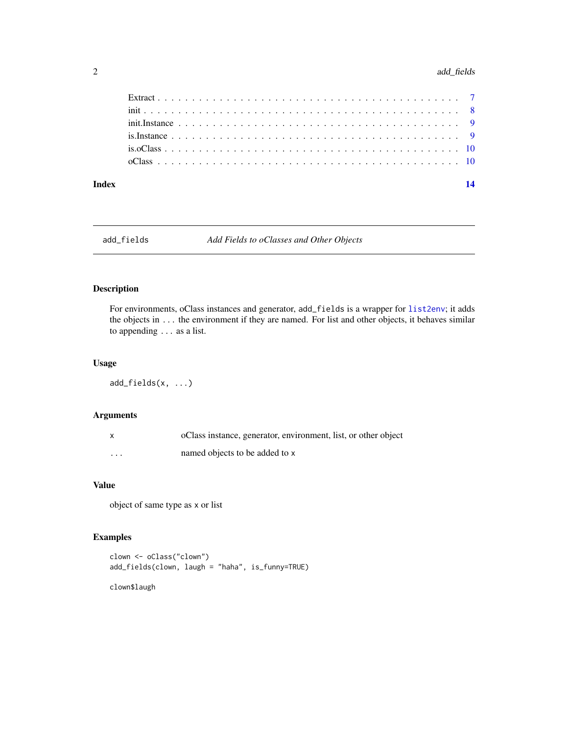| | |
|---|---|
| Extract | 7 |
| init | 8 |
| init.Instance | 9 |
| is.Instance | 9 |
| is.oClass | 10 |
| oClass | 10 |

**Index** **14**

---

`add_fields` *Add Fields to oClasses and Other Objects*

---

## Description

For environments, oClass instances and generator, `add_fields` is a wrapper for `list2env`; it adds the objects in ... the environment if they are named. For list and other objects, it behaves similar to appending ... as a list.

## Usage

```
add_fields(x, ...)
```

## Arguments

| | |
|---|---|
| x | oClass instance, generator, environment, list, or other object |
| ... | named objects to be added to x |

## Value

object of same type as x or list

## Examples

```
clown <- oClass("clown")
add_fields(clown, laugh = "haha", is_funny=TRUE)

clown$laugh
```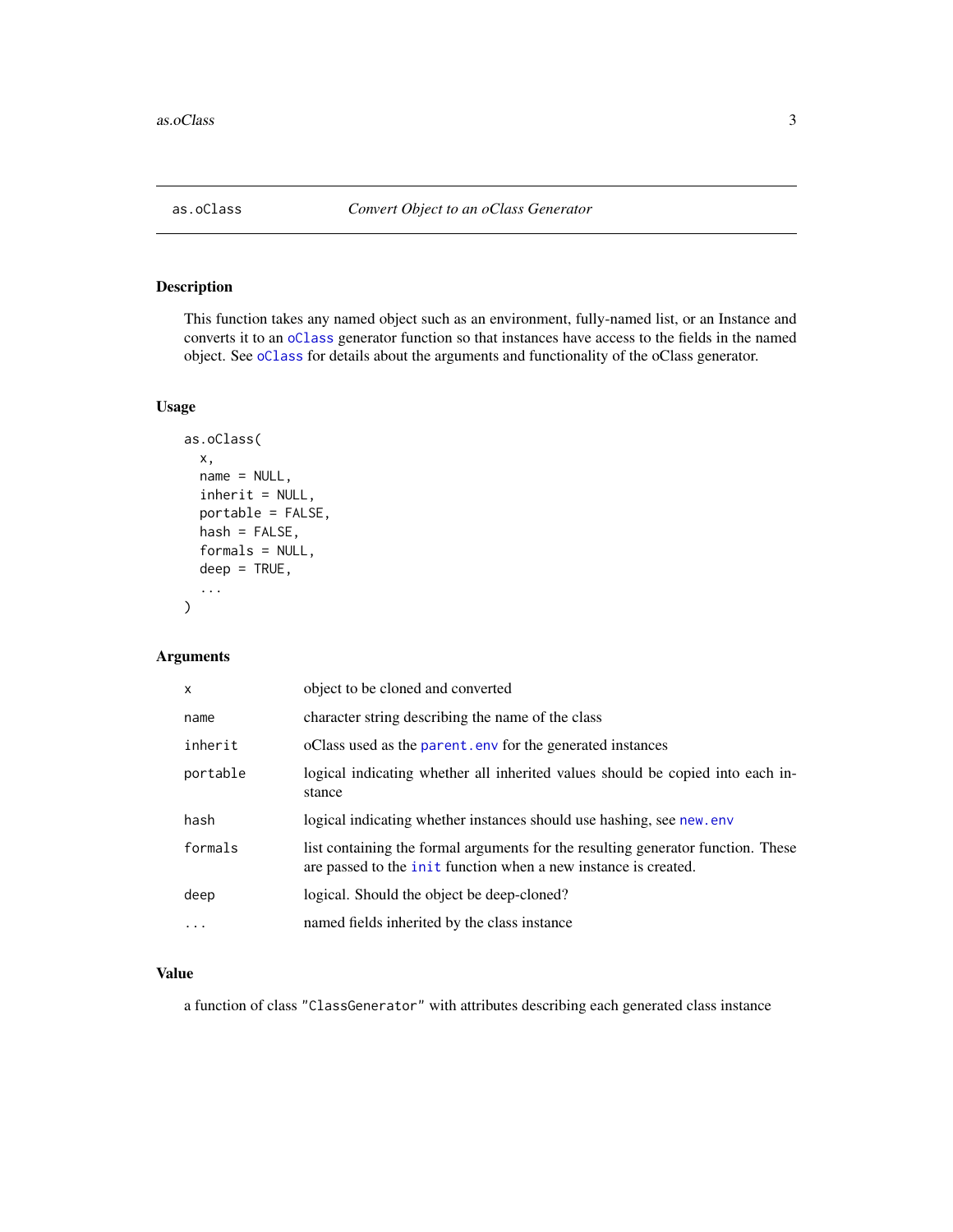# as.oClass *Convert Object to an oClass Generator*

## Description

This function takes any named object such as an environment, fully-named list, or an Instance and converts it to an oClass generator function so that instances have access to the fields in the named object. See oClass for details about the arguments and functionality of the oClass generator.

## Usage

```
as.oClass(
  x,
  name = NULL,
  inherit = NULL,
  portable = FALSE,
  hash = FALSE,
  formals = NULL,
  deep = TRUE,
  ...
)
```

## Arguments

| | |
|---|---|
| x | object to be cloned and converted |
| name | character string describing the name of the class |
| inherit | oClass used as the parent.env for the generated instances |
| portable | logical indicating whether all inherited values should be copied into each instance |
| hash | logical indicating whether instances should use hashing, see new.env |
| formals | list containing the formal arguments for the resulting generator function. These are passed to the init function when a new instance is created. |
| deep | logical. Should the object be deep-cloned? |
| ... | named fields inherited by the class instance |

## Value

a function of class "ClassGenerator" with attributes describing each generated class instance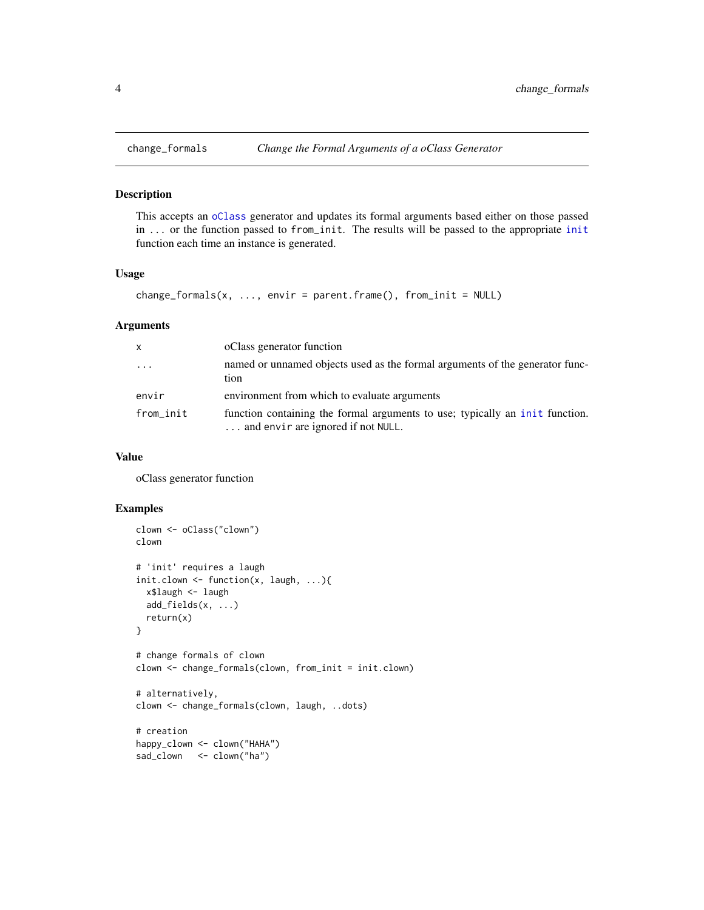# change_formals — *Change the Formal Arguments of a oClass Generator*

## Description

This accepts an `oClass` generator and updates its formal arguments based either on those passed in `...` or the function passed to `from_init`. The results will be passed to the appropriate `init` function each time an instance is generated.

## Usage

```
change_formals(x, ..., envir = parent.frame(), from_init = NULL)
```

## Arguments

| | |
|---|---|
| `x` | oClass generator function |
| `...` | named or unnamed objects used as the formal arguments of the generator function |
| `envir` | environment from which to evaluate arguments |
| `from_init` | function containing the formal arguments to use; typically an `init` function. `...` and `envir` are ignored if not `NULL`. |

## Value

oClass generator function

## Examples

```
clown <- oClass("clown")
clown

# 'init' requires a laugh
init.clown <- function(x, laugh, ...){
  x$laugh <- laugh
  add_fields(x, ...)
  return(x)
}

# change formals of clown
clown <- change_formals(clown, from_init = init.clown)

# alternatively,
clown <- change_formals(clown, laugh, ..dots)

# creation
happy_clown <- clown("HAHA")
sad_clown   <- clown("ha")
```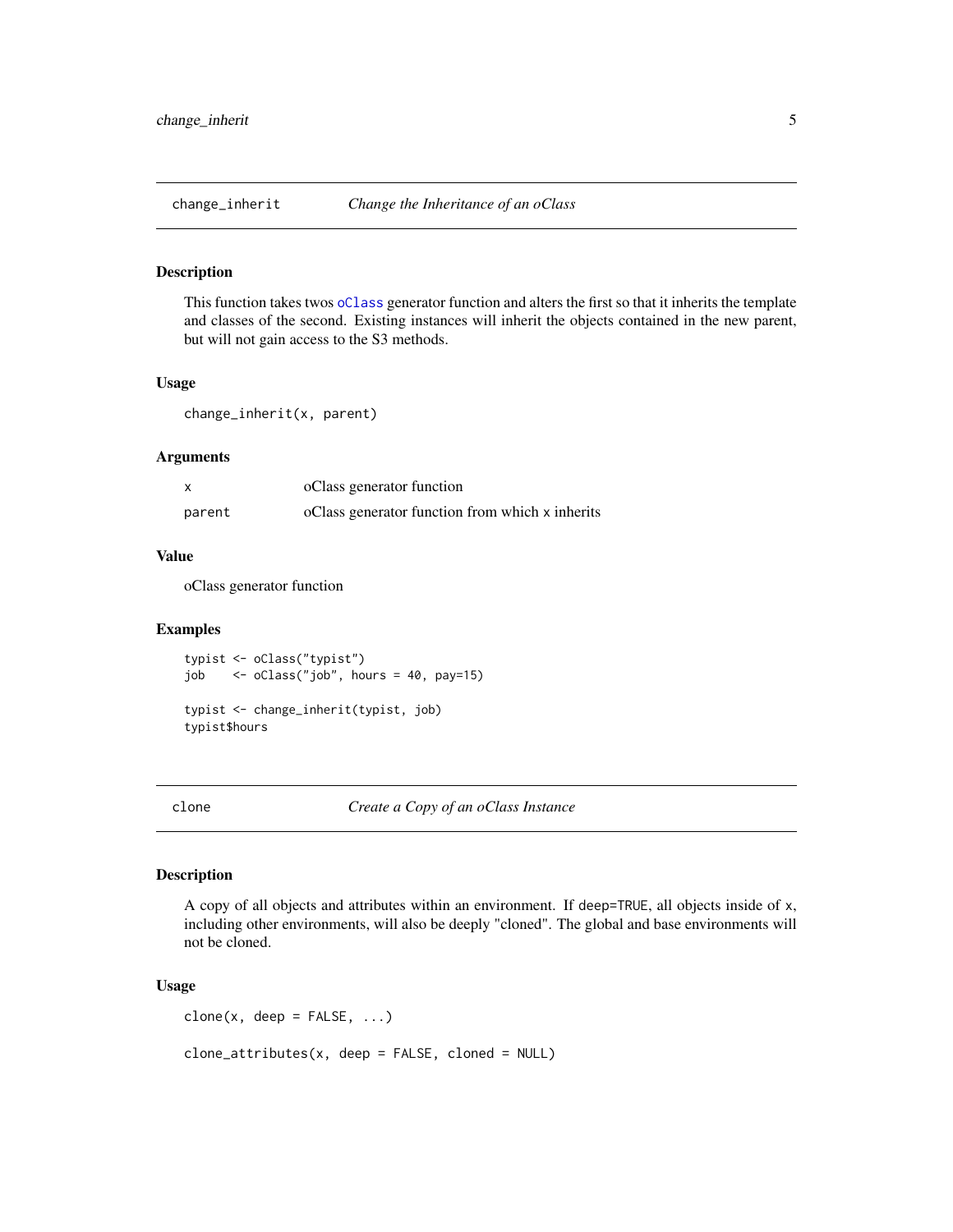## change_inherit — *Change the Inheritance of an oClass*

### Description

This function takes twos `oClass` generator function and alters the first so that it inherits the template and classes of the second. Existing instances will inherit the objects contained in the new parent, but will not gain access to the S3 methods.

### Usage

```
change_inherit(x, parent)
```

### Arguments

| | |
|---|---|
| `x` | oClass generator function |
| `parent` | oClass generator function from which `x` inherits |

### Value

oClass generator function

### Examples

```
typist <- oClass("typist")
job    <- oClass("job", hours = 40, pay=15)

typist <- change_inherit(typist, job)
typist$hours
```

## clone — *Create a Copy of an oClass Instance*

### Description

A copy of all objects and attributes within an environment. If `deep=TRUE`, all objects inside of `x`, including other environments, will also be deeply "cloned". The global and base environments will not be cloned.

### Usage

```
clone(x, deep = FALSE, ...)

clone_attributes(x, deep = FALSE, cloned = NULL)
```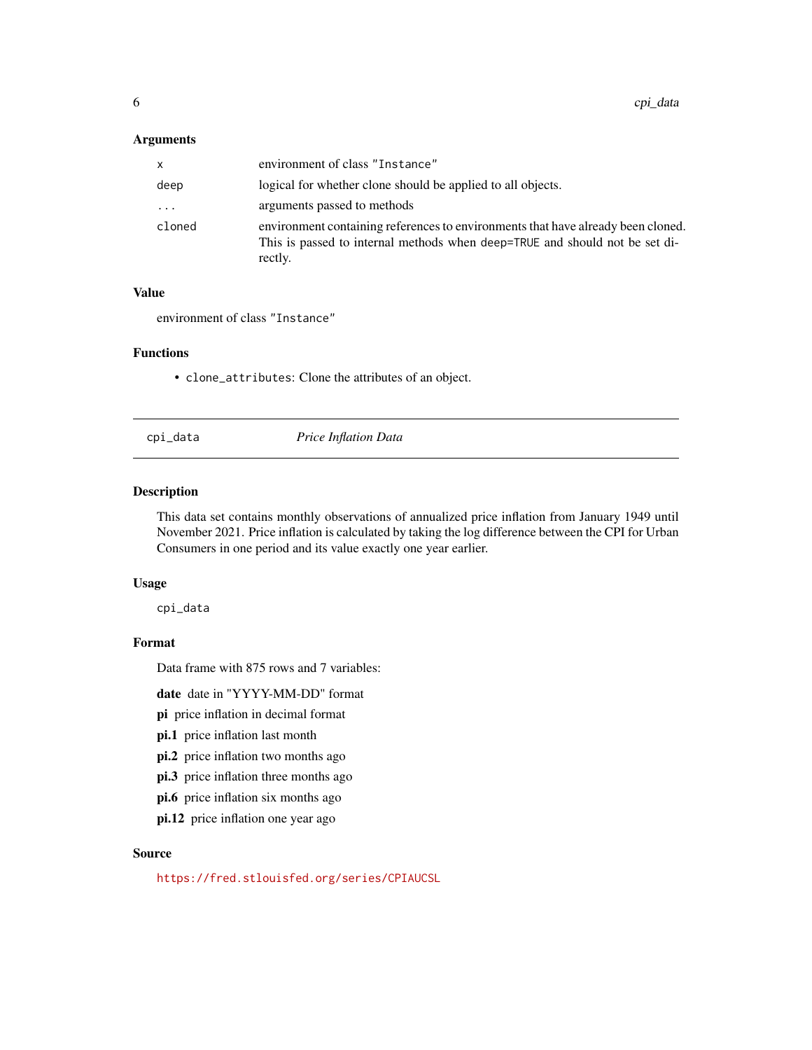### Arguments

| | |
|---|---|
| `x` | environment of class "Instance" |
| `deep` | logical for whether clone should be applied to all objects. |
| `...` | arguments passed to methods |
| `cloned` | environment containing references to environments that have already been cloned. This is passed to internal methods when `deep=TRUE` and should not be set directly. |

### Value

environment of class "Instance"

### Functions

- `clone_attributes`: Clone the attributes of an object.

---

## cpi_data — *Price Inflation Data*

### Description

This data set contains monthly observations of annualized price inflation from January 1949 until November 2021. Price inflation is calculated by taking the log difference between the CPI for Urban Consumers in one period and its value exactly one year earlier.

### Usage

```
cpi_data
```

### Format

Data frame with 875 rows and 7 variables:

**date** date in "YYYY-MM-DD" format

**pi** price inflation in decimal format

**pi.1** price inflation last month

**pi.2** price inflation two months ago

**pi.3** price inflation three months ago

**pi.6** price inflation six months ago

**pi.12** price inflation one year ago

### Source

https://fred.stlouisfed.org/series/CPIAUCSL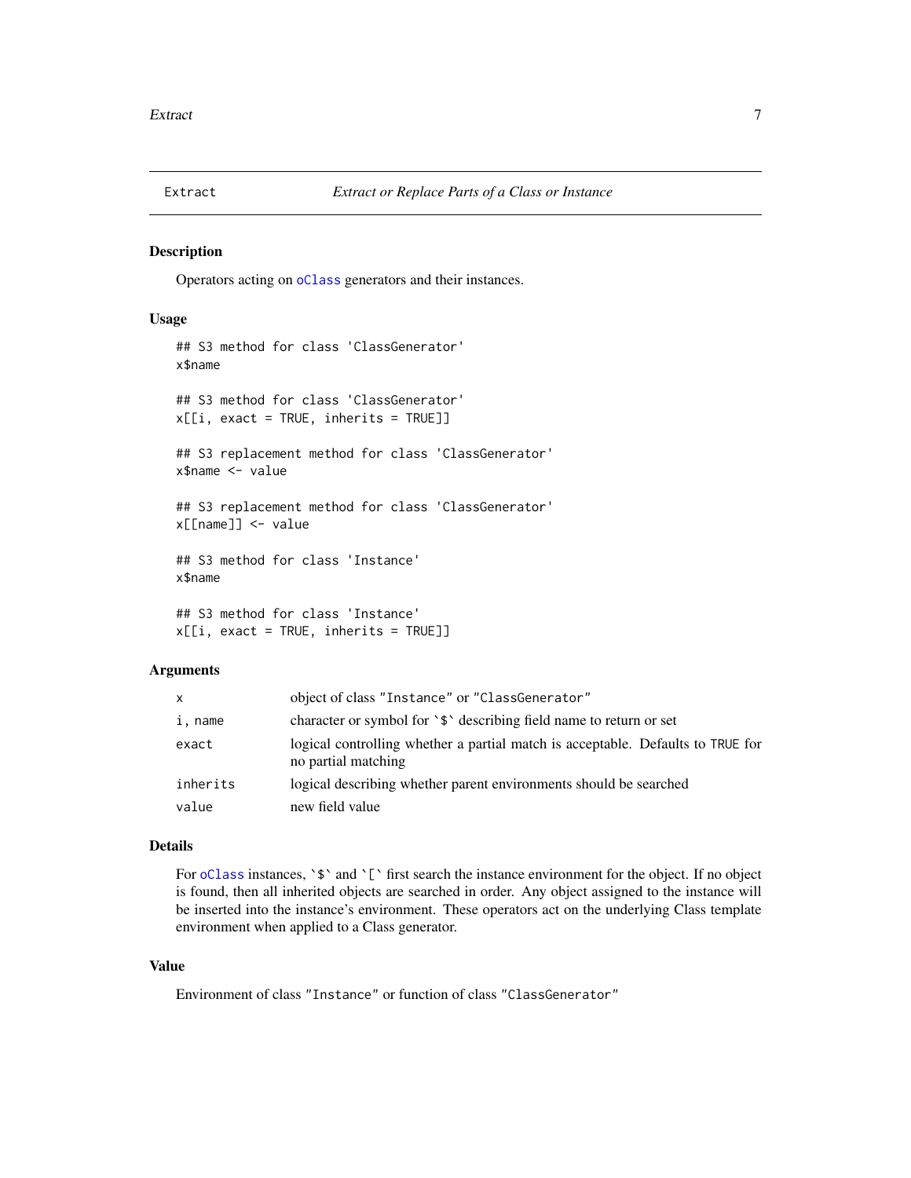# Extract — *Extract or Replace Parts of a Class or Instance*

## Description

Operators acting on oClass generators and their instances.

## Usage

```
## S3 method for class 'ClassGenerator'
x$name

## S3 method for class 'ClassGenerator'
x[[i, exact = TRUE, inherits = TRUE]]

## S3 replacement method for class 'ClassGenerator'
x$name <- value

## S3 replacement method for class 'ClassGenerator'
x[[name]] <- value

## S3 method for class 'Instance'
x$name

## S3 method for class 'Instance'
x[[i, exact = TRUE, inherits = TRUE]]
```

## Arguments

| | |
|---|---|
| `x` | object of class `"Instance"` or `"ClassGenerator"` |
| `i, name` | character or symbol for `` `$` `` describing field name to return or set |
| `exact` | logical controlling whether a partial match is acceptable. Defaults to `TRUE` for no partial matching |
| `inherits` | logical describing whether parent environments should be searched |
| `value` | new field value |

## Details

For oClass instances, `` `$` `` and `` `[` `` first search the instance environment for the object. If no object is found, then all inherited objects are searched in order. Any object assigned to the instance will be inserted into the instance's environment. These operators act on the underlying Class template environment when applied to a Class generator.

## Value

Environment of class `"Instance"` or function of class `"ClassGenerator"`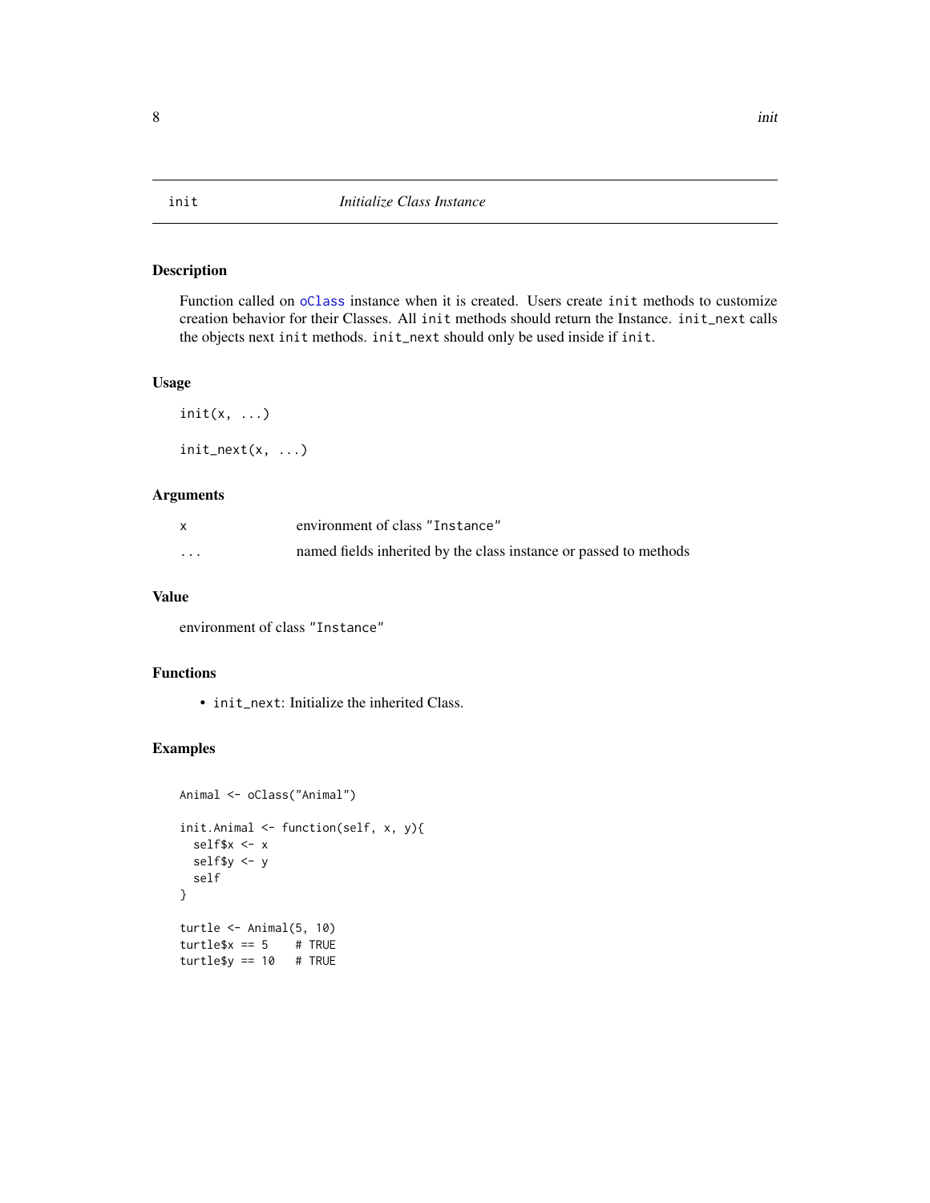# init — *Initialize Class Instance*

## Description

Function called on `oClass` instance when it is created. Users create `init` methods to customize creation behavior for their Classes. All `init` methods should return the Instance. `init_next` calls the objects next `init` methods. `init_next` should only be used inside if `init`.

## Usage

```
init(x, ...)

init_next(x, ...)
```

## Arguments

| | |
|---|---|
| `x` | environment of class "`Instance`" |
| `...` | named fields inherited by the class instance or passed to methods |

## Value

environment of class "`Instance`"

## Functions

- `init_next`: Initialize the inherited Class.

## Examples

```
Animal <- oClass("Animal")

init.Animal <- function(self, x, y){
  self$x <- x
  self$y <- y
  self
}

turtle <- Animal(5, 10)
turtle$x == 5    # TRUE
turtle$y == 10   # TRUE
```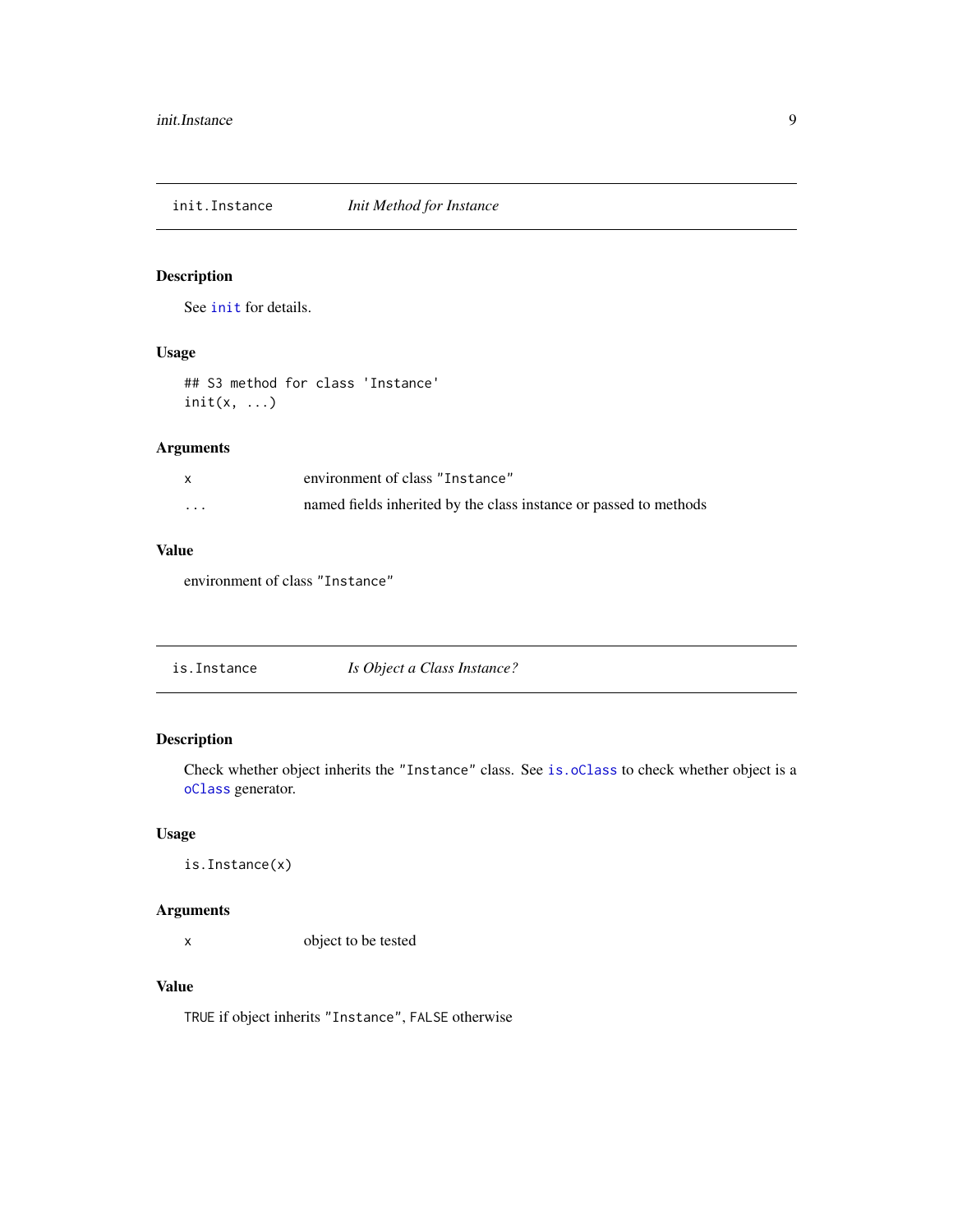## init.Instance — *Init Method for Instance*

### Description

See `init` for details.

### Usage

```
## S3 method for class 'Instance'
init(x, ...)
```

### Arguments

| | |
|---|---|
| `x` | environment of class `"Instance"` |
| `...` | named fields inherited by the class instance or passed to methods |

### Value

environment of class `"Instance"`

## is.Instance — *Is Object a Class Instance?*

### Description

Check whether object inherits the `"Instance"` class. See `is.oClass` to check whether object is a `oClass` generator.

### Usage

```
is.Instance(x)
```

### Arguments

| | |
|---|---|
| `x` | object to be tested |

### Value

`TRUE` if object inherits `"Instance"`, `FALSE` otherwise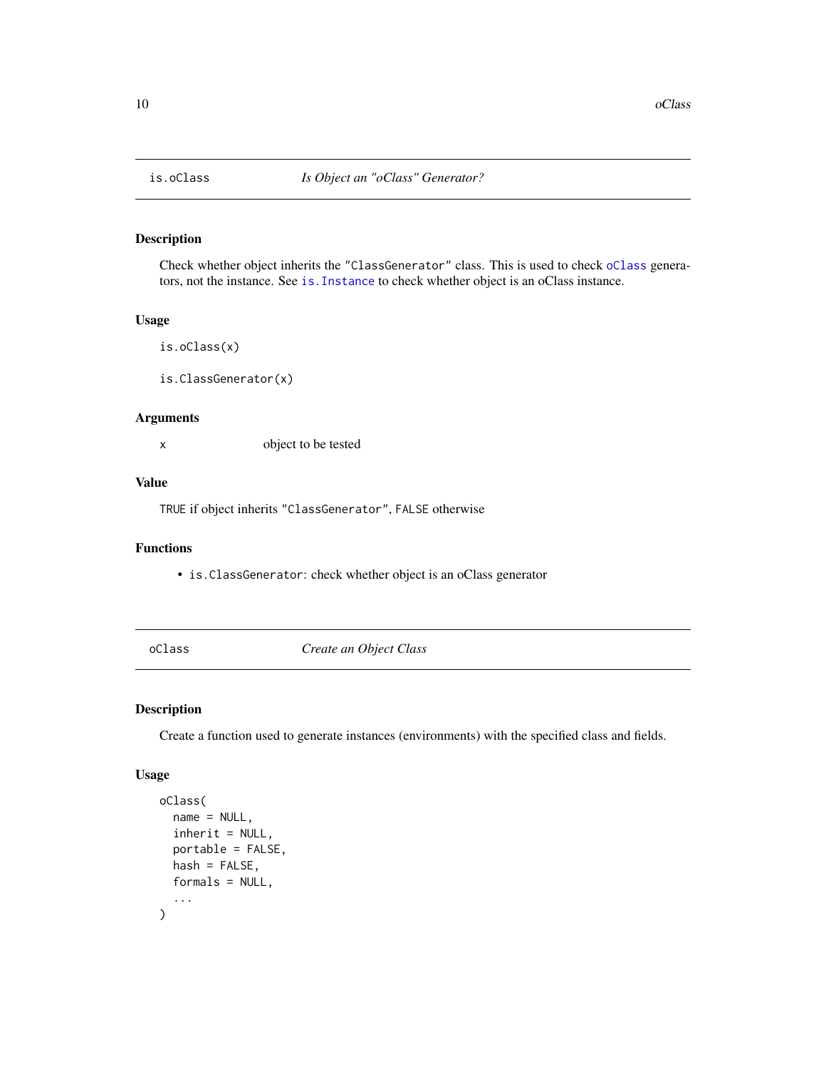## is.oClass — *Is Object an "oClass" Generator?*

### Description

Check whether object inherits the `"ClassGenerator"` class. This is used to check `oClass` generators, not the instance. See `is.Instance` to check whether object is an oClass instance.

### Usage

```
is.oClass(x)

is.ClassGenerator(x)
```

### Arguments

| | |
|---|---|
| `x` | object to be tested |

### Value

`TRUE` if object inherits `"ClassGenerator"`, `FALSE` otherwise

### Functions

- `is.ClassGenerator`: check whether object is an oClass generator

## oClass — *Create an Object Class*

### Description

Create a function used to generate instances (environments) with the specified class and fields.

### Usage

```
oClass(
  name = NULL,
  inherit = NULL,
  portable = FALSE,
  hash = FALSE,
  formals = NULL,
  ...
)
```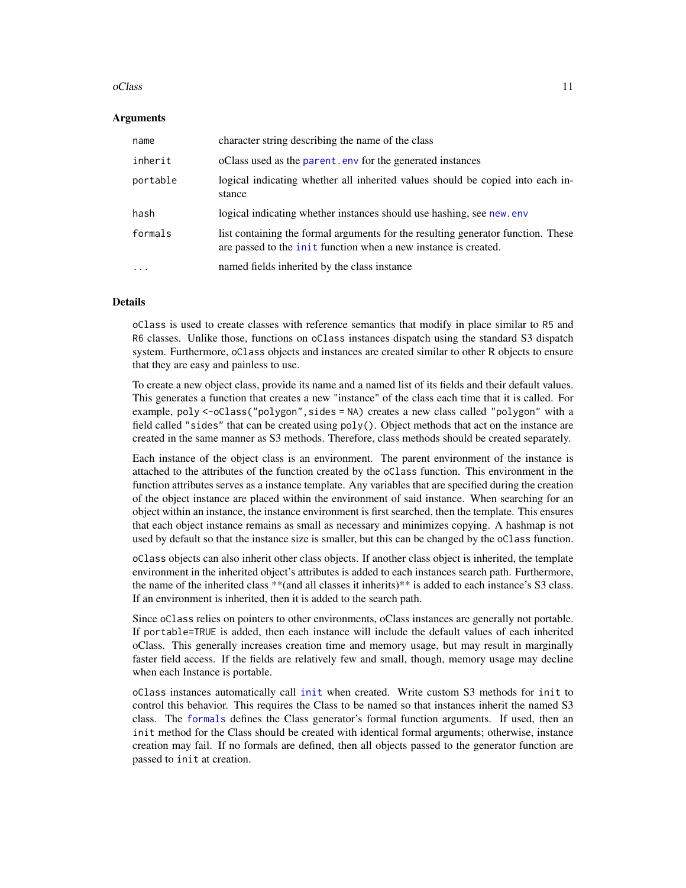### Arguments

| | |
|---|---|
| `name` | character string describing the name of the class |
| `inherit` | oClass used as the `parent.env` for the generated instances |
| `portable` | logical indicating whether all inherited values should be copied into each instance |
| `hash` | logical indicating whether instances should use hashing, see `new.env` |
| `formals` | list containing the formal arguments for the resulting generator function. These are passed to the `init` function when a new instance is created. |
| `...` | named fields inherited by the class instance |

### Details

`oClass` is used to create classes with reference semantics that modify in place similar to `R5` and `R6` classes. Unlike those, functions on `oClass` instances dispatch using the standard S3 dispatch system. Furthermore, `oClass` objects and instances are created similar to other R objects to ensure that they are easy and painless to use.

To create a new object class, provide its name and a named list of its fields and their default values. This generates a function that creates a new "instance" of the class each time that it is called. For example, `poly <-oClass("polygon",sides = NA)` creates a new class called `"polygon"` with a field called `"sides"` that can be created using `poly()`. Object methods that act on the instance are created in the same manner as S3 methods. Therefore, class methods should be created separately.

Each instance of the object class is an environment. The parent environment of the instance is attached to the attributes of the function created by the `oClass` function. This environment in the function attributes serves as a instance template. Any variables that are specified during the creation of the object instance are placed within the environment of said instance. When searching for an object within an instance, the instance environment is first searched, then the template. This ensures that each object instance remains as small as necessary and minimizes copying. A hashmap is not used by default so that the instance size is smaller, but this can be changed by the `oClass` function.

`oClass` objects can also inherit other class objects. If another class object is inherited, the template environment in the inherited object's attributes is added to each instances search path. Furthermore, the name of the inherited class **(and all classes it inherits)** is added to each instance's S3 class. If an environment is inherited, then it is added to the search path.

Since `oClass` relies on pointers to other environments, oClass instances are generally not portable. If `portable=TRUE` is added, then each instance will include the default values of each inherited oClass. This generally increases creation time and memory usage, but may result in marginally faster field access. If the fields are relatively few and small, though, memory usage may decline when each Instance is portable.

`oClass` instances automatically call `init` when created. Write custom S3 methods for `init` to control this behavior. This requires the Class to be named so that instances inherit the named S3 class. The `formals` defines the Class generator's formal function arguments. If used, then an `init` method for the Class should be created with identical formal arguments; otherwise, instance creation may fail. If no formals are defined, then all objects passed to the generator function are passed to `init` at creation.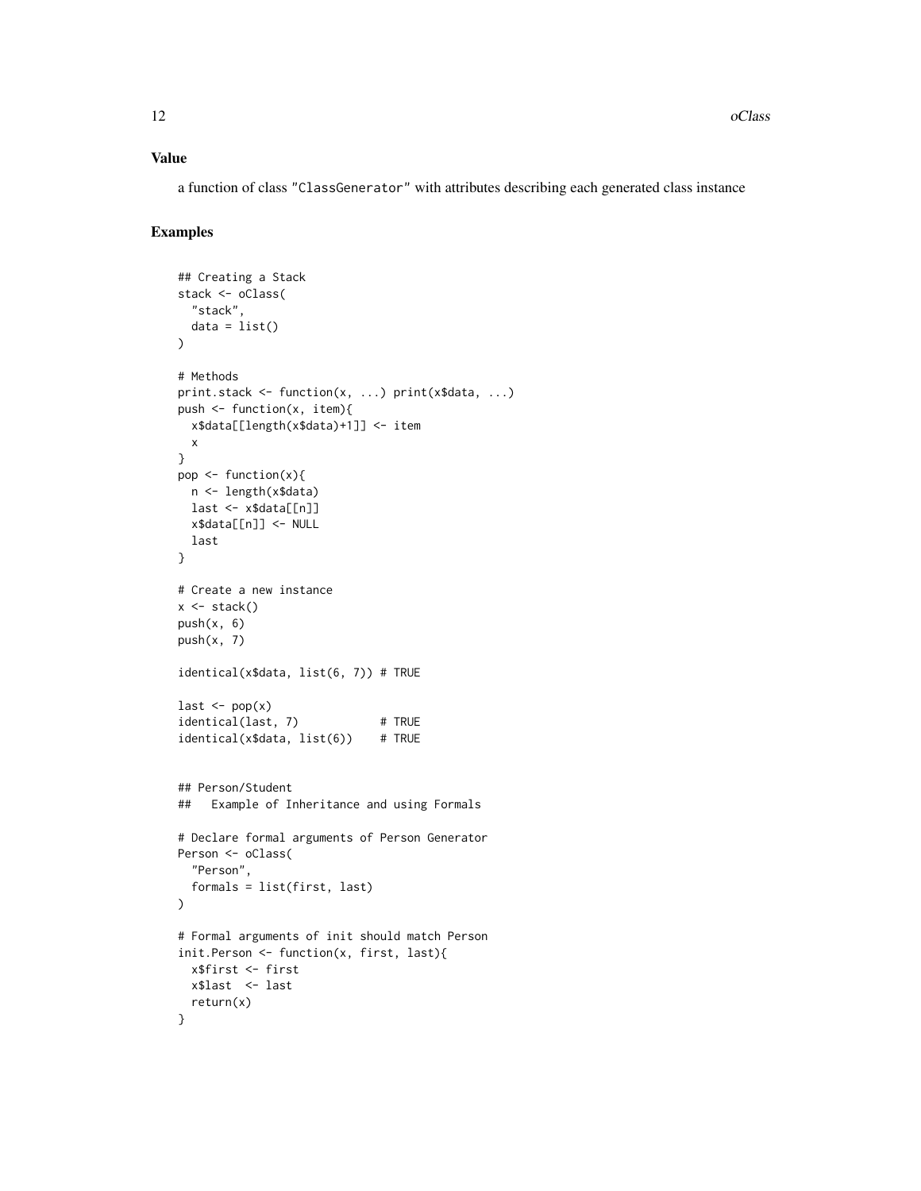### Value

a function of class "ClassGenerator" with attributes describing each generated class instance

### Examples

```
## Creating a Stack
stack <- oClass(
  "stack",
  data = list()
)

# Methods
print.stack <- function(x, ...) print(x$data, ...)
push <- function(x, item){
  x$data[[length(x$data)+1]] <- item
  x
}
pop <- function(x){
  n <- length(x$data)
  last <- x$data[[n]]
  x$data[[n]] <- NULL
  last
}

# Create a new instance
x <- stack()
push(x, 6)
push(x, 7)

identical(x$data, list(6, 7)) # TRUE

last <- pop(x)
identical(last, 7)            # TRUE
identical(x$data, list(6))    # TRUE


## Person/Student
##   Example of Inheritance and using Formals

# Declare formal arguments of Person Generator
Person <- oClass(
  "Person",
  formals = list(first, last)
)

# Formal arguments of init should match Person
init.Person <- function(x, first, last){
  x$first <- first
  x$last  <- last
  return(x)
}
```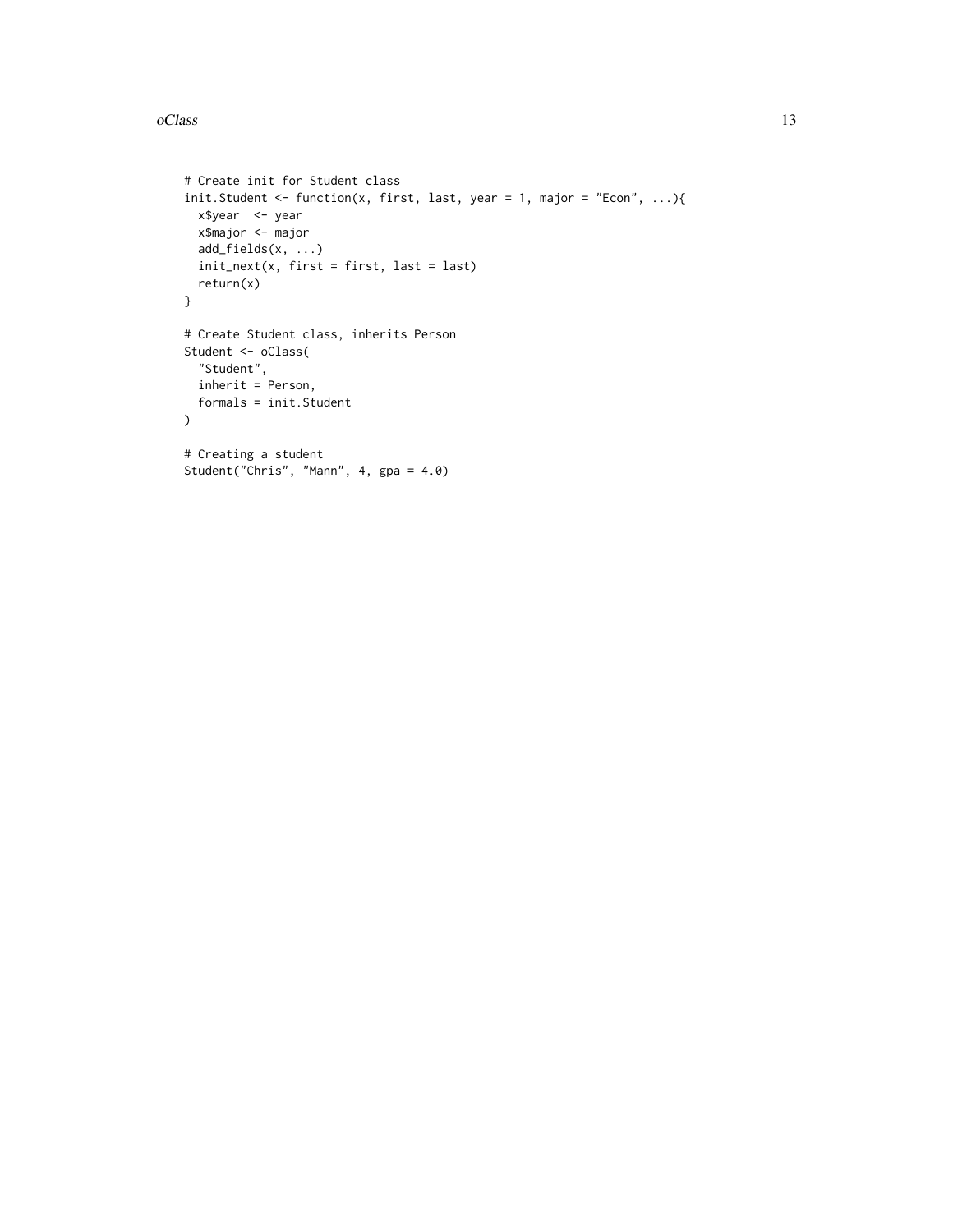```
# Create init for Student class
init.Student <- function(x, first, last, year = 1, major = "Econ", ...){
  x$year  <- year
  x$major <- major
  add_fields(x, ...)
  init_next(x, first = first, last = last)
  return(x)
}

# Create Student class, inherits Person
Student <- oClass(
  "Student",
  inherit = Person,
  formals = init.Student
)

# Creating a student
Student("Chris", "Mann", 4, gpa = 4.0)
```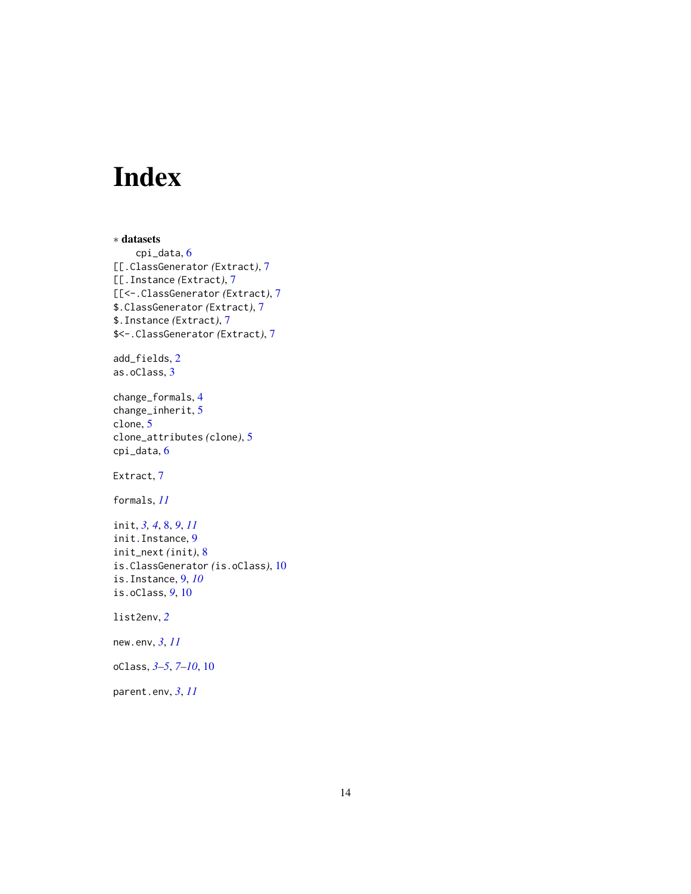# Index

∗ **datasets**

cpi_data, 6

[[.ClassGenerator *(*Extract*)*, 7
[[.Instance *(*Extract*)*, 7
[[<-.ClassGenerator *(*Extract*)*, 7
$.ClassGenerator *(*Extract*)*, 7
$.Instance *(*Extract*)*, 7
$<-.ClassGenerator *(*Extract*)*, 7

add_fields, 2
as.oClass, 3

change_formals, 4
change_inherit, 5
clone, 5
clone_attributes *(*clone*)*, 5
cpi_data, 6

Extract, 7

formals, *11*

init, *3, 4*, 8, *9*, *11*
init.Instance, 9
init_next *(*init*)*, 8
is.ClassGenerator *(*is.oClass*)*, 10
is.Instance, 9, *10*
is.oClass, *9*, 10

list2env, *2*

new.env, *3*, *11*

oClass, *3–5*, *7–10*, 10

parent.env, *3*, *11*